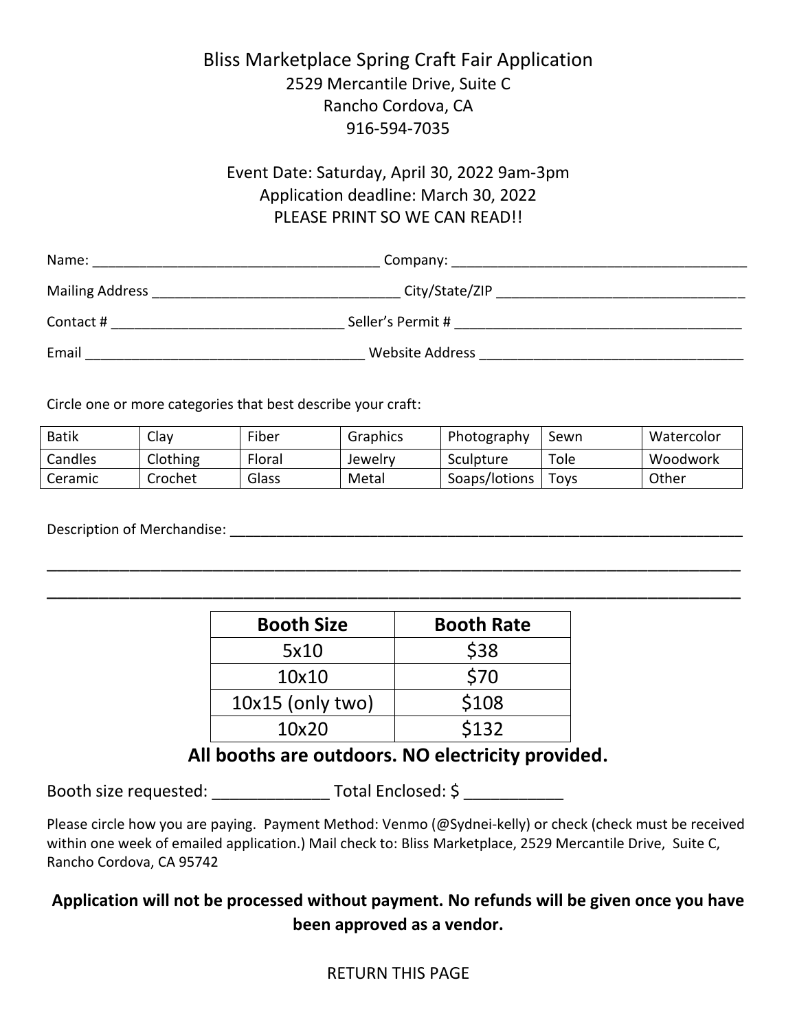# Bliss Marketplace Spring Craft Fair Application

2529 Mercantile Drive, Suite C
Rancho Cordova, CA
916-594-7035

Event Date: Saturday, April 30, 2022 9am-3pm
Application deadline: March 30, 2022
PLEASE PRINT SO WE CAN READ!!

Name: _____________________________________ Company: ______________________________________

Mailing Address ________________________________ City/State/ZIP ________________________________

Contact # ______________________________ Seller's Permit # _____________________________________

Email ____________________________________ Website Address __________________________________

Circle one or more categories that best describe your craft:

| Batik | Clay | Fiber | Graphics | Photography | Sewn | Watercolor |
|---|---|---|---|---|---|---|
| Candles | Clothing | Floral | Jewelry | Sculpture | Tole | Woodwork |
| Ceramic | Crochet | Glass | Metal | Soaps/lotions | Toys | Other |

Description of Merchandise: _____________________________________________________________________

_____________________________________________________________________________________

_____________________________________________________________________________________

| Booth Size | Booth Rate |
|---|---|
| 5x10 | $38 |
| 10x10 | $70 |
| 10x15 (only two) | $108 |
| 10x20 | $132 |

**All booths are outdoors. NO electricity provided.**

Booth size requested: _____________ Total Enclosed: $ ___________

Please circle how you are paying. Payment Method: Venmo (@Sydnei-kelly) or check (check must be received within one week of emailed application.) Mail check to: Bliss Marketplace, 2529 Mercantile Drive, Suite C, Rancho Cordova, CA 95742

**Application will not be processed without payment. No refunds will be given once you have been approved as a vendor.**

RETURN THIS PAGE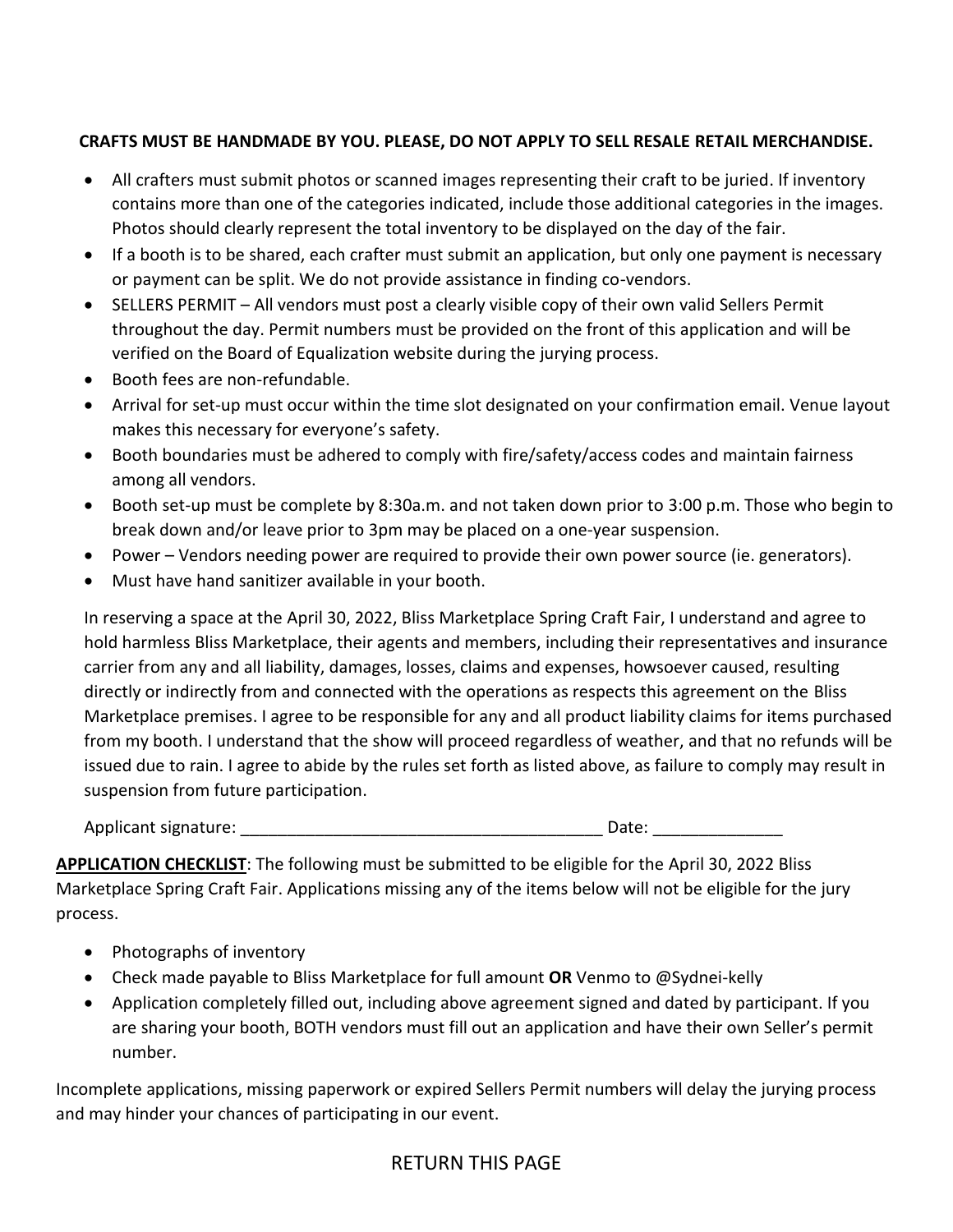**CRAFTS MUST BE HANDMADE BY YOU. PLEASE, DO NOT APPLY TO SELL RESALE RETAIL MERCHANDISE.**

- All crafters must submit photos or scanned images representing their craft to be juried. If inventory contains more than one of the categories indicated, include those additional categories in the images. Photos should clearly represent the total inventory to be displayed on the day of the fair.
- If a booth is to be shared, each crafter must submit an application, but only one payment is necessary or payment can be split. We do not provide assistance in finding co-vendors.
- SELLERS PERMIT – All vendors must post a clearly visible copy of their own valid Sellers Permit throughout the day. Permit numbers must be provided on the front of this application and will be verified on the Board of Equalization website during the jurying process.
- Booth fees are non-refundable.
- Arrival for set-up must occur within the time slot designated on your confirmation email. Venue layout makes this necessary for everyone's safety.
- Booth boundaries must be adhered to comply with fire/safety/access codes and maintain fairness among all vendors.
- Booth set-up must be complete by 8:30a.m. and not taken down prior to 3:00 p.m. Those who begin to break down and/or leave prior to 3pm may be placed on a one-year suspension.
- Power – Vendors needing power are required to provide their own power source (ie. generators).
- Must have hand sanitizer available in your booth.

In reserving a space at the April 30, 2022, Bliss Marketplace Spring Craft Fair, I understand and agree to hold harmless Bliss Marketplace, their agents and members, including their representatives and insurance carrier from any and all liability, damages, losses, claims and expenses, howsoever caused, resulting directly or indirectly from and connected with the operations as respects this agreement on the Bliss Marketplace premises. I agree to be responsible for any and all product liability claims for items purchased from my booth. I understand that the show will proceed regardless of weather, and that no refunds will be issued due to rain. I agree to abide by the rules set forth as listed above, as failure to comply may result in suspension from future participation.

Applicant signature: _______________________________________ Date: ______________

**APPLICATION CHECKLIST**: The following must be submitted to be eligible for the April 30, 2022 Bliss Marketplace Spring Craft Fair. Applications missing any of the items below will not be eligible for the jury process.

- Photographs of inventory
- Check made payable to Bliss Marketplace for full amount **OR** Venmo to @Sydnei-kelly
- Application completely filled out, including above agreement signed and dated by participant. If you are sharing your booth, BOTH vendors must fill out an application and have their own Seller's permit number.

Incomplete applications, missing paperwork or expired Sellers Permit numbers will delay the jurying process and may hinder your chances of participating in our event.

RETURN THIS PAGE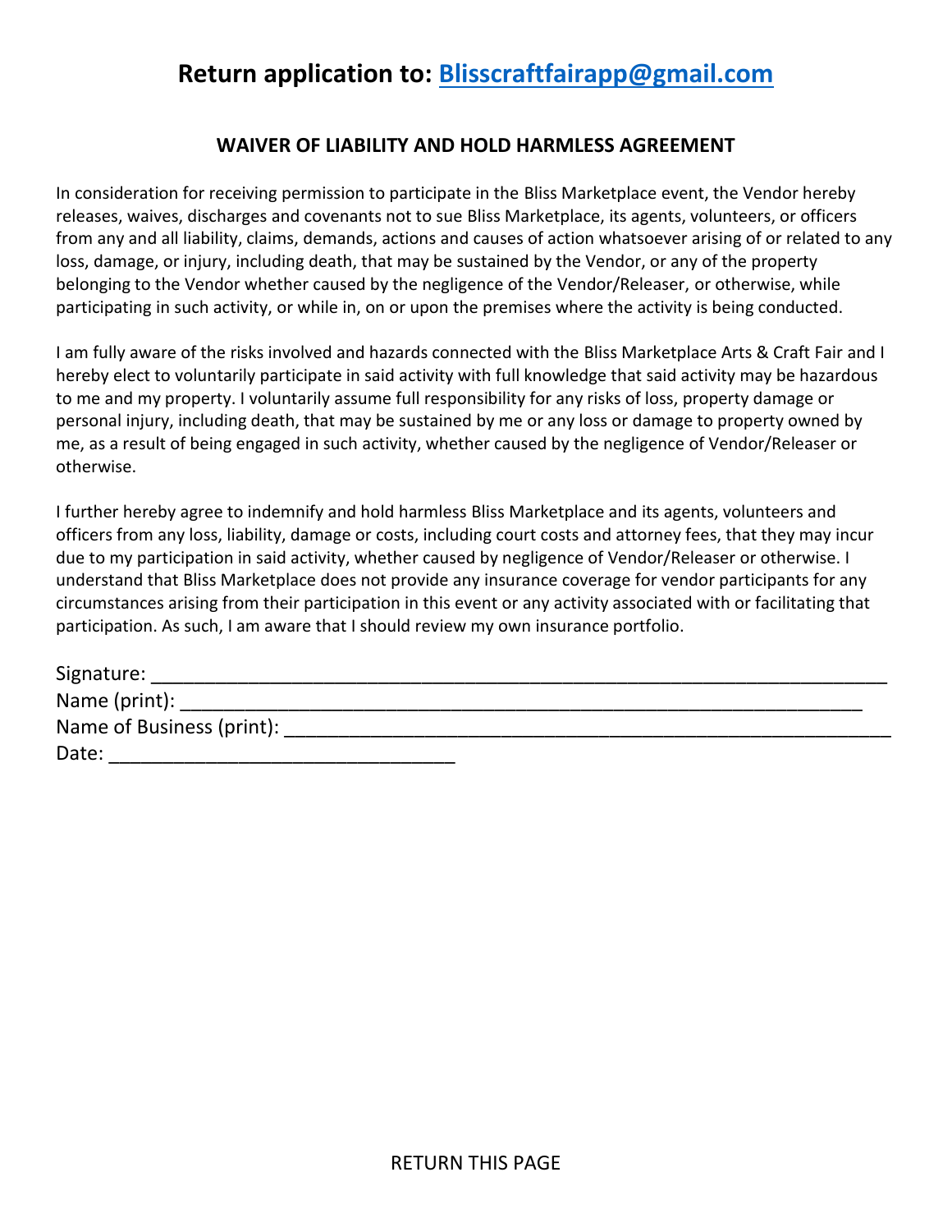# Return application to: Blisscraftfairapp@gmail.com

## WAIVER OF LIABILITY AND HOLD HARMLESS AGREEMENT

In consideration for receiving permission to participate in the Bliss Marketplace event, the Vendor hereby releases, waives, discharges and covenants not to sue Bliss Marketplace, its agents, volunteers, or officers from any and all liability, claims, demands, actions and causes of action whatsoever arising of or related to any loss, damage, or injury, including death, that may be sustained by the Vendor, or any of the property belonging to the Vendor whether caused by the negligence of the Vendor/Releaser, or otherwise, while participating in such activity, or while in, on or upon the premises where the activity is being conducted.

I am fully aware of the risks involved and hazards connected with the Bliss Marketplace Arts & Craft Fair and I hereby elect to voluntarily participate in said activity with full knowledge that said activity may be hazardous to me and my property. I voluntarily assume full responsibility for any risks of loss, property damage or personal injury, including death, that may be sustained by me or any loss or damage to property owned by me, as a result of being engaged in such activity, whether caused by the negligence of Vendor/Releaser or otherwise.

I further hereby agree to indemnify and hold harmless Bliss Marketplace and its agents, volunteers and officers from any loss, liability, damage or costs, including court costs and attorney fees, that they may incur due to my participation in said activity, whether caused by negligence of Vendor/Releaser or otherwise. I understand that Bliss Marketplace does not provide any insurance coverage for vendor participants for any circumstances arising from their participation in this event or any activity associated with or facilitating that participation. As such, I am aware that I should review my own insurance portfolio.

Signature: ___________________________________________________________________

Name (print): ______________________________________________________________

Name of Business (print): ___________________________________________________

Date: _______________________________

RETURN THIS PAGE